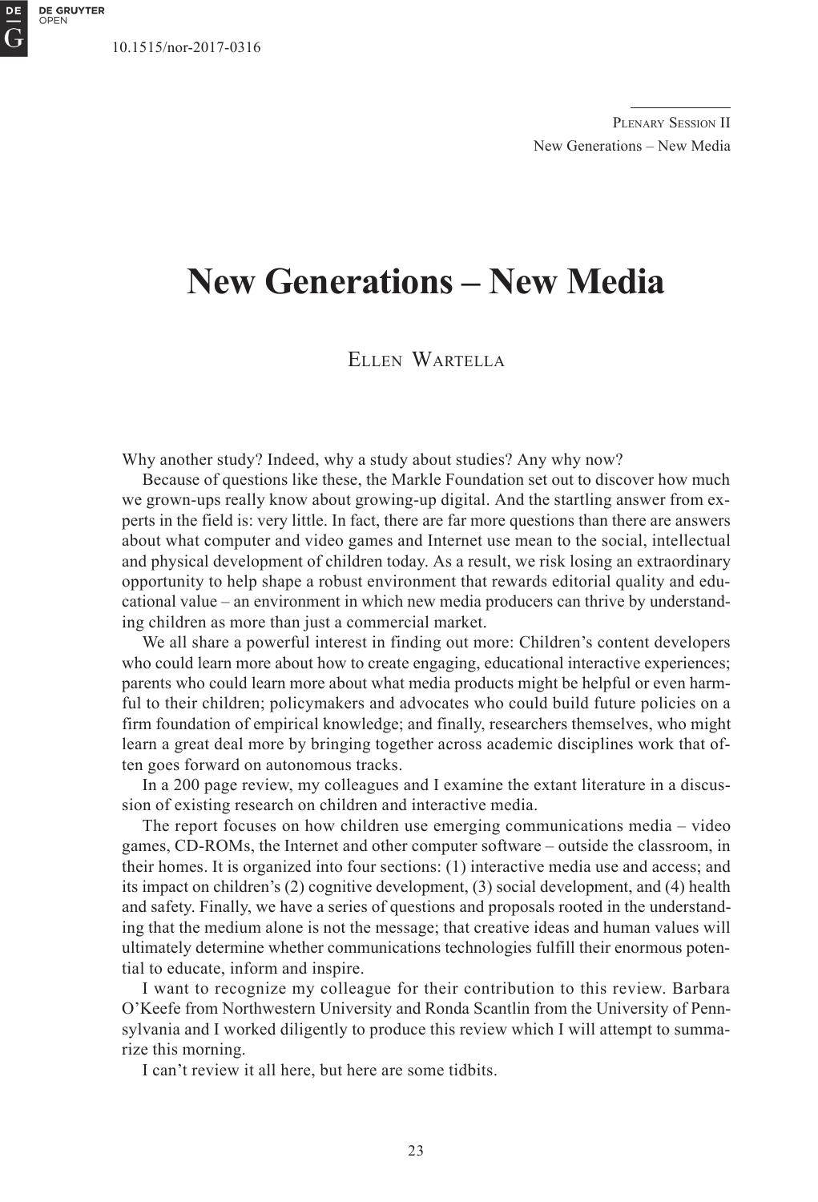10.1515/nor-2017-0316

Plenary Session II
New Generations – New Media

# New Generations – New Media

Ellen Wartella

Why another study? Indeed, why a study about studies? Any why now?

Because of questions like these, the Markle Foundation set out to discover how much we grown-ups really know about growing-up digital. And the startling answer from experts in the field is: very little. In fact, there are far more questions than there are answers about what computer and video games and Internet use mean to the social, intellectual and physical development of children today. As a result, we risk losing an extraordinary opportunity to help shape a robust environment that rewards editorial quality and educational value – an environment in which new media producers can thrive by understanding children as more than just a commercial market.

We all share a powerful interest in finding out more: Children's content developers who could learn more about how to create engaging, educational interactive experiences; parents who could learn more about what media products might be helpful or even harmful to their children; policymakers and advocates who could build future policies on a firm foundation of empirical knowledge; and finally, researchers themselves, who might learn a great deal more by bringing together across academic disciplines work that often goes forward on autonomous tracks.

In a 200 page review, my colleagues and I examine the extant literature in a discussion of existing research on children and interactive media.

The report focuses on how children use emerging communications media – video games, CD-ROMs, the Internet and other computer software – outside the classroom, in their homes. It is organized into four sections: (1) interactive media use and access; and its impact on children's (2) cognitive development, (3) social development, and (4) health and safety. Finally, we have a series of questions and proposals rooted in the understanding that the medium alone is not the message; that creative ideas and human values will ultimately determine whether communications technologies fulfill their enormous potential to educate, inform and inspire.

I want to recognize my colleague for their contribution to this review. Barbara O'Keefe from Northwestern University and Ronda Scantlin from the University of Pennsylvania and I worked diligently to produce this review which I will attempt to summarize this morning.

I can't review it all here, but here are some tidbits.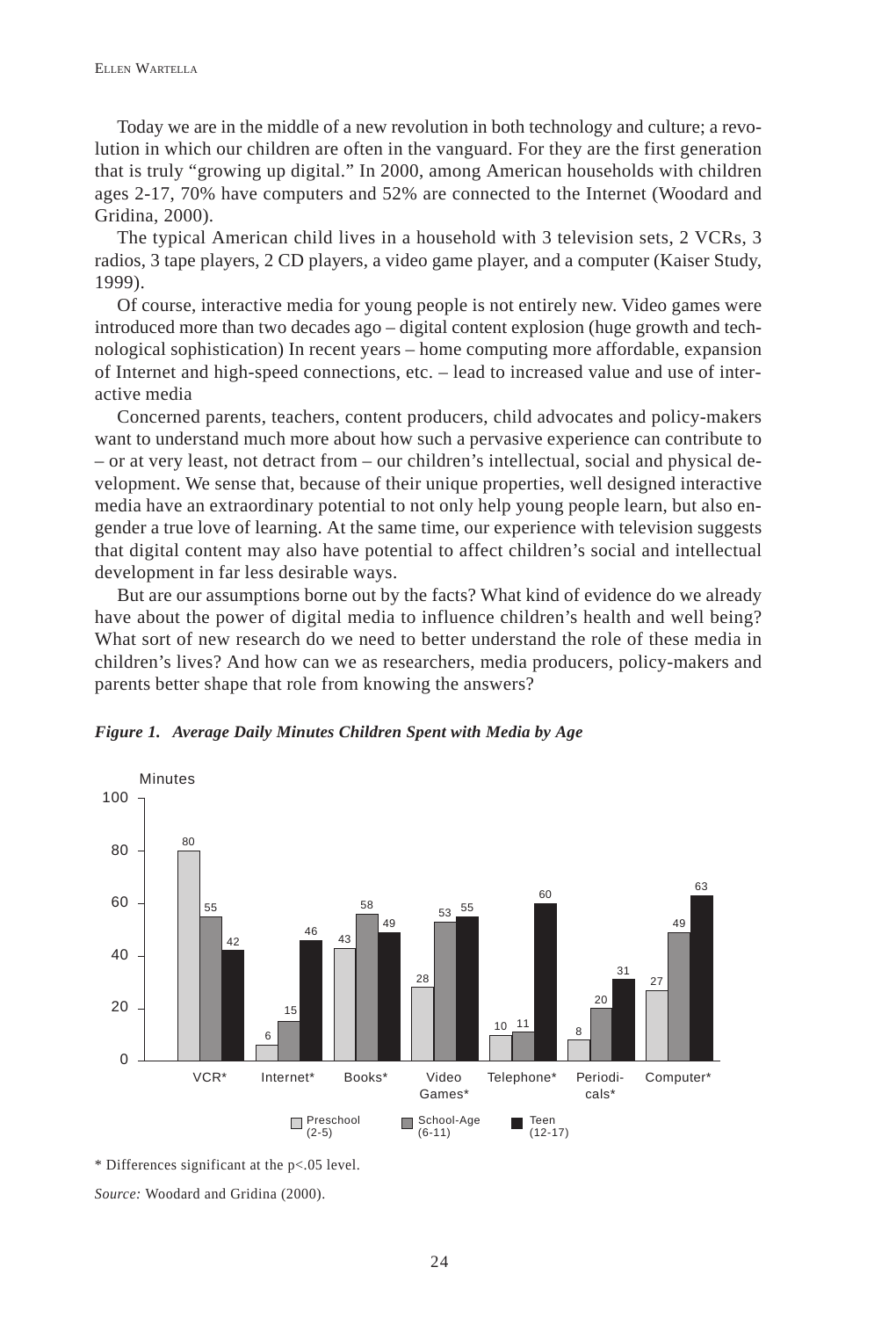Today we are in the middle of a new revolution in both technology and culture; a revolution in which our children are often in the vanguard. For they are the first generation that is truly "growing up digital." In 2000, among American households with children ages 2-17, 70% have computers and 52% are connected to the Internet (Woodard and Gridina, 2000).

The typical American child lives in a household with 3 television sets, 2 VCRs, 3 radios, 3 tape players, 2 CD players, a video game player, and a computer (Kaiser Study, 1999).

Of course, interactive media for young people is not entirely new. Video games were introduced more than two decades ago – digital content explosion (huge growth and technological sophistication) In recent years – home computing more affordable, expansion of Internet and high-speed connections, etc. – lead to increased value and use of interactive media

Concerned parents, teachers, content producers, child advocates and policy-makers want to understand much more about how such a pervasive experience can contribute to – or at very least, not detract from – our children's intellectual, social and physical development. We sense that, because of their unique properties, well designed interactive media have an extraordinary potential to not only help young people learn, but also engender a true love of learning. At the same time, our experience with television suggests that digital content may also have potential to affect children's social and intellectual development in far less desirable ways.

But are our assumptions borne out by the facts? What kind of evidence do we already have about the power of digital media to influence children's health and well being? What sort of new research do we need to better understand the role of these media in children's lives? And how can we as researchers, media producers, policy-makers and parents better shape that role from knowing the answers?

***Figure 1. Average Daily Minutes Children Spent with Media by Age***

Minutes

100
80
60
40
20
0

80 55 42
6 15 46
43 58 49
28 53 55
10 11 60
8 20 31
27 49 63

VCR* Internet* Books* Video Games* Telephone* Periodicals* Computer*

Preschool (2-5) School-Age (6-11) Teen (12-17)

\* Differences significant at the $p<.05$ level.

*Source:* Woodard and Gridina (2000).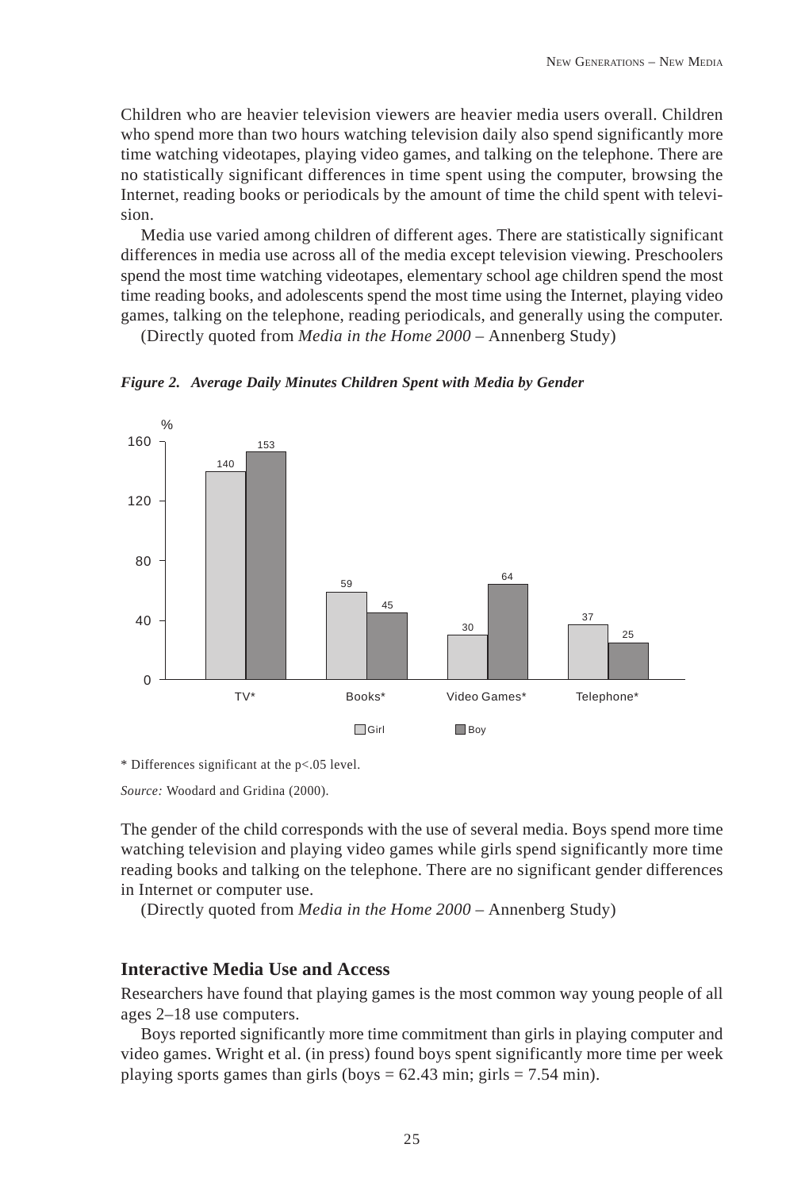Children who are heavier television viewers are heavier media users overall. Children who spend more than two hours watching television daily also spend significantly more time watching videotapes, playing video games, and talking on the telephone. There are no statistically significant differences in time spent using the computer, browsing the Internet, reading books or periodicals by the amount of time the child spent with television.

Media use varied among children of different ages. There are statistically significant differences in media use across all of the media except television viewing. Preschoolers spend the most time watching videotapes, elementary school age children spend the most time reading books, and adolescents spend the most time using the Internet, playing video games, talking on the telephone, reading periodicals, and generally using the computer.

(Directly quoted from *Media in the Home 2000* – Annenberg Study)

***Figure 2. Average Daily Minutes Children Spent with Media by Gender***

%
160
120
80
40
0
140
153
59
45
30
64
37
25
TV*
Books*
Video Games*
Telephone*
Girl
Boy

\* Differences significant at the p<.05 level.

*Source:* Woodard and Gridina (2000).

The gender of the child corresponds with the use of several media. Boys spend more time watching television and playing video games while girls spend significantly more time reading books and talking on the telephone. There are no significant gender differences in Internet or computer use.

(Directly quoted from *Media in the Home 2000* – Annenberg Study)

## Interactive Media Use and Access

Researchers have found that playing games is the most common way young people of all ages 2–18 use computers.

Boys reported significantly more time commitment than girls in playing computer and video games. Wright et al. (in press) found boys spent significantly more time per week playing sports games than girls (boys = 62.43 min; girls = 7.54 min).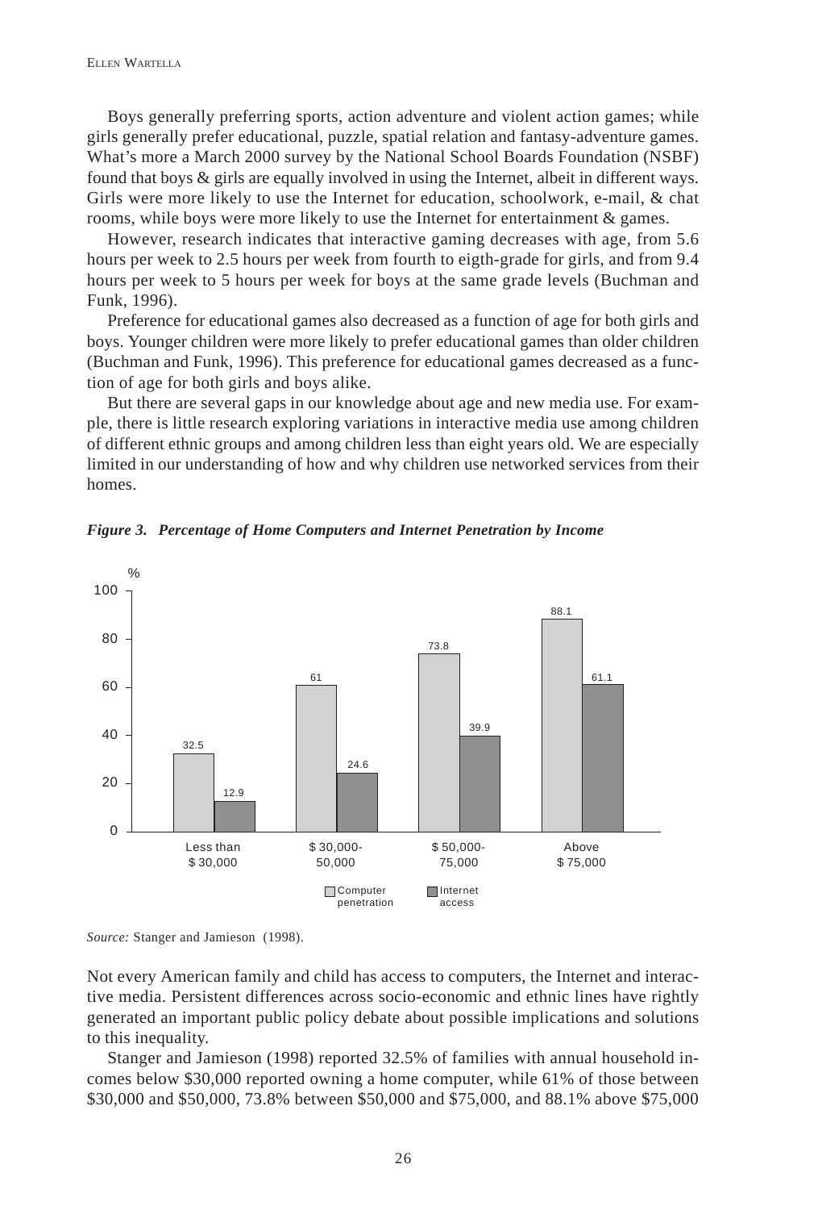Boys generally preferring sports, action adventure and violent action games; while girls generally prefer educational, puzzle, spatial relation and fantasy-adventure games. What's more a March 2000 survey by the National School Boards Foundation (NSBF) found that boys & girls are equally involved in using the Internet, albeit in different ways. Girls were more likely to use the Internet for education, schoolwork, e-mail, & chat rooms, while boys were more likely to use the Internet for entertainment & games.

However, research indicates that interactive gaming decreases with age, from 5.6 hours per week to 2.5 hours per week from fourth to eigth-grade for girls, and from 9.4 hours per week to 5 hours per week for boys at the same grade levels (Buchman and Funk, 1996).

Preference for educational games also decreased as a function of age for both girls and boys. Younger children were more likely to prefer educational games than older children (Buchman and Funk, 1996). This preference for educational games decreased as a function of age for both girls and boys alike.

But there are several gaps in our knowledge about age and new media use. For example, there is little research exploring variations in interactive media use among children of different ethnic groups and among children less than eight years old. We are especially limited in our understanding of how and why children use networked services from their homes.

***Figure 3. Percentage of Home Computers and Internet Penetration by Income***

%
100
80
60
40
20
0

32.5
12.9
61
24.6
73.8
39.9
88.1
61.1

Less than $ 30,000
$ 30,000-50,000
$ 50,000-75,000
Above $ 75,000

Computer penetration
Internet access

*Source:* Stanger and Jamieson (1998).

Not every American family and child has access to computers, the Internet and interactive media. Persistent differences across socio-economic and ethnic lines have rightly generated an important public policy debate about possible implications and solutions to this inequality.

Stanger and Jamieson (1998) reported 32.5% of families with annual household incomes below $30,000 reported owning a home computer, while 61% of those between $30,000 and $50,000, 73.8% between $50,000 and $75,000, and 88.1% above $75,000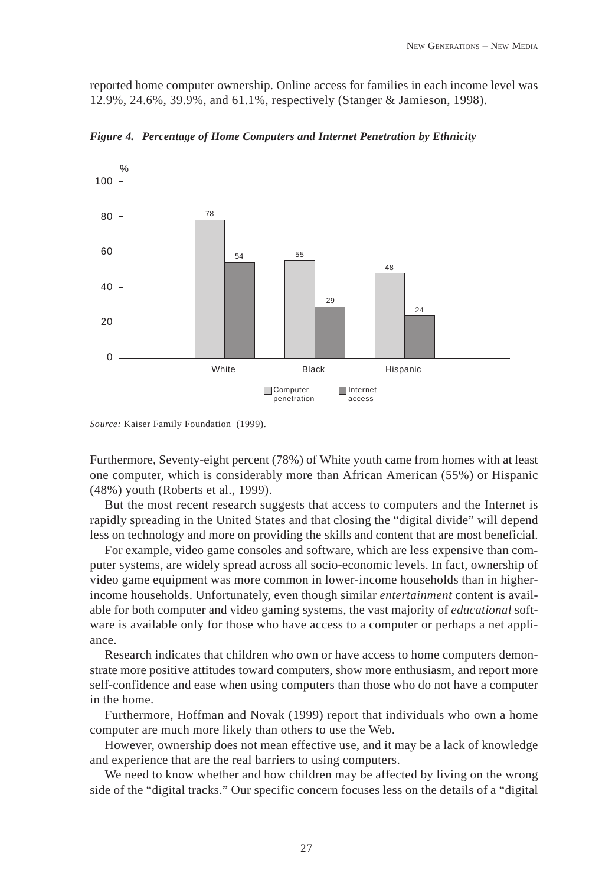reported home computer ownership. Online access for families in each income level was 12.9%, 24.6%, 39.9%, and 61.1%, respectively (Stanger & Jamieson, 1998).

***Figure 4. Percentage of Home Computers and Internet Penetration by Ethnicity***

%
100
80
60
40
20
0

78
54
55
29
48
24

White
Black
Hispanic

Computer penetration
Internet access

*Source:* Kaiser Family Foundation (1999).

Furthermore, Seventy-eight percent (78%) of White youth came from homes with at least one computer, which is considerably more than African American (55%) or Hispanic (48%) youth (Roberts et al., 1999).

But the most recent research suggests that access to computers and the Internet is rapidly spreading in the United States and that closing the "digital divide" will depend less on technology and more on providing the skills and content that are most beneficial.

For example, video game consoles and software, which are less expensive than computer systems, are widely spread across all socio-economic levels. In fact, ownership of video game equipment was more common in lower-income households than in higher-income households. Unfortunately, even though similar *entertainment* content is available for both computer and video gaming systems, the vast majority of *educational* software is available only for those who have access to a computer or perhaps a net appliance.

Research indicates that children who own or have access to home computers demonstrate more positive attitudes toward computers, show more enthusiasm, and report more self-confidence and ease when using computers than those who do not have a computer in the home.

Furthermore, Hoffman and Novak (1999) report that individuals who own a home computer are much more likely than others to use the Web.

However, ownership does not mean effective use, and it may be a lack of knowledge and experience that are the real barriers to using computers.

We need to know whether and how children may be affected by living on the wrong side of the "digital tracks." Our specific concern focuses less on the details of a "digital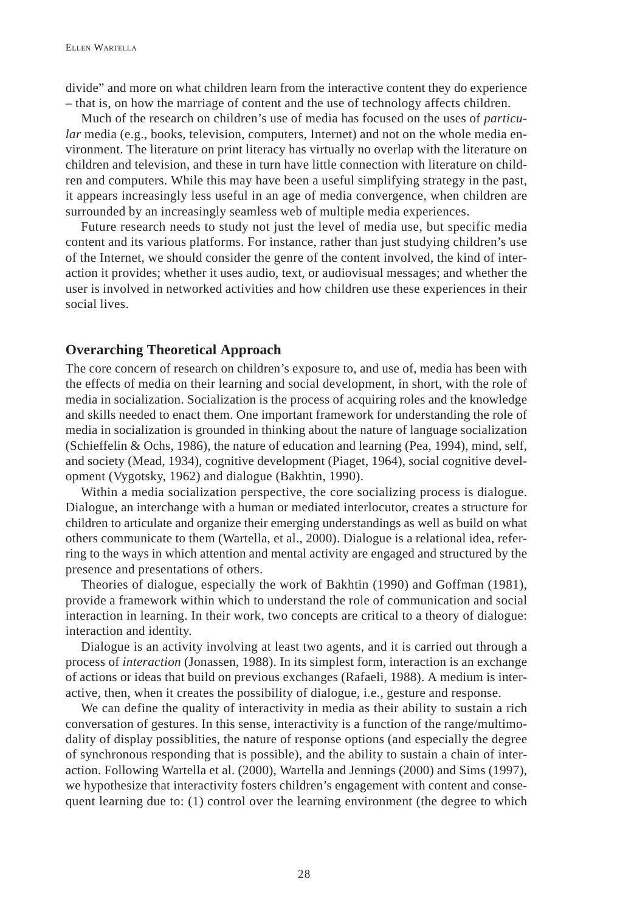divide" and more on what children learn from the interactive content they do experience – that is, on how the marriage of content and the use of technology affects children.

Much of the research on children's use of media has focused on the uses of *particular* media (e.g., books, television, computers, Internet) and not on the whole media environment. The literature on print literacy has virtually no overlap with the literature on children and television, and these in turn have little connection with literature on children and computers. While this may have been a useful simplifying strategy in the past, it appears increasingly less useful in an age of media convergence, when children are surrounded by an increasingly seamless web of multiple media experiences.

Future research needs to study not just the level of media use, but specific media content and its various platforms. For instance, rather than just studying children's use of the Internet, we should consider the genre of the content involved, the kind of interaction it provides; whether it uses audio, text, or audiovisual messages; and whether the user is involved in networked activities and how children use these experiences in their social lives.

## Overarching Theoretical Approach

The core concern of research on children's exposure to, and use of, media has been with the effects of media on their learning and social development, in short, with the role of media in socialization. Socialization is the process of acquiring roles and the knowledge and skills needed to enact them. One important framework for understanding the role of media in socialization is grounded in thinking about the nature of language socialization (Schieffelin & Ochs, 1986), the nature of education and learning (Pea, 1994), mind, self, and society (Mead, 1934), cognitive development (Piaget, 1964), social cognitive development (Vygotsky, 1962) and dialogue (Bakhtin, 1990).

Within a media socialization perspective, the core socializing process is dialogue. Dialogue, an interchange with a human or mediated interlocutor, creates a structure for children to articulate and organize their emerging understandings as well as build on what others communicate to them (Wartella, et al., 2000). Dialogue is a relational idea, referring to the ways in which attention and mental activity are engaged and structured by the presence and presentations of others.

Theories of dialogue, especially the work of Bakhtin (1990) and Goffman (1981), provide a framework within which to understand the role of communication and social interaction in learning. In their work, two concepts are critical to a theory of dialogue: interaction and identity.

Dialogue is an activity involving at least two agents, and it is carried out through a process of *interaction* (Jonassen, 1988). In its simplest form, interaction is an exchange of actions or ideas that build on previous exchanges (Rafaeli, 1988). A medium is interactive, then, when it creates the possibility of dialogue, i.e., gesture and response.

We can define the quality of interactivity in media as their ability to sustain a rich conversation of gestures. In this sense, interactivity is a function of the range/multimodality of display possiblities, the nature of response options (and especially the degree of synchronous responding that is possible), and the ability to sustain a chain of interaction. Following Wartella et al. (2000), Wartella and Jennings (2000) and Sims (1997), we hypothesize that interactivity fosters children's engagement with content and consequent learning due to: (1) control over the learning environment (the degree to which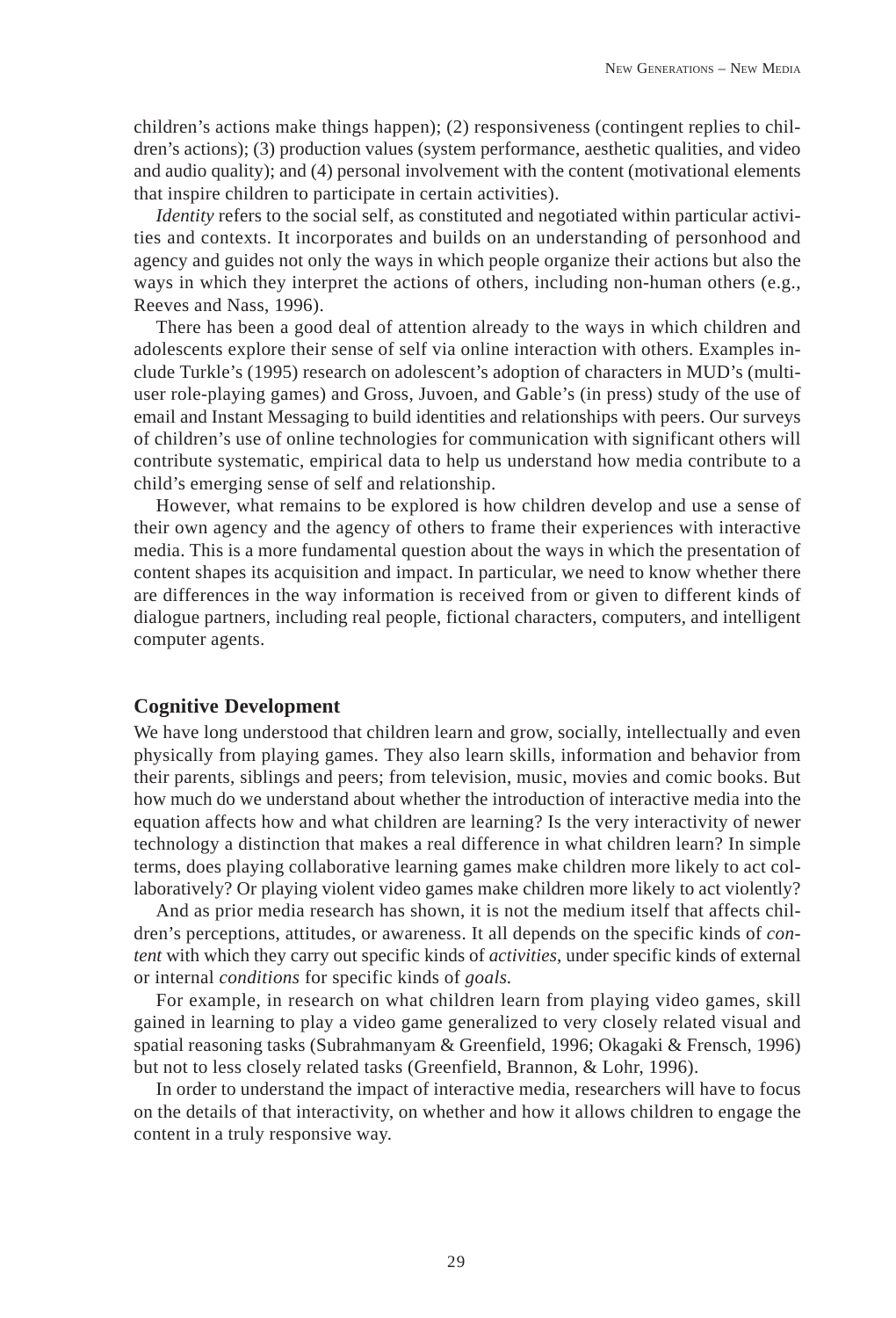children's actions make things happen); (2) responsiveness (contingent replies to children's actions); (3) production values (system performance, aesthetic qualities, and video and audio quality); and (4) personal involvement with the content (motivational elements that inspire children to participate in certain activities).

*Identity* refers to the social self, as constituted and negotiated within particular activities and contexts. It incorporates and builds on an understanding of personhood and agency and guides not only the ways in which people organize their actions but also the ways in which they interpret the actions of others, including non-human others (e.g., Reeves and Nass, 1996).

There has been a good deal of attention already to the ways in which children and adolescents explore their sense of self via online interaction with others. Examples include Turkle's (1995) research on adolescent's adoption of characters in MUD's (multi-user role-playing games) and Gross, Juvoen, and Gable's (in press) study of the use of email and Instant Messaging to build identities and relationships with peers. Our surveys of children's use of online technologies for communication with significant others will contribute systematic, empirical data to help us understand how media contribute to a child's emerging sense of self and relationship.

However, what remains to be explored is how children develop and use a sense of their own agency and the agency of others to frame their experiences with interactive media. This is a more fundamental question about the ways in which the presentation of content shapes its acquisition and impact. In particular, we need to know whether there are differences in the way information is received from or given to different kinds of dialogue partners, including real people, fictional characters, computers, and intelligent computer agents.

## Cognitive Development

We have long understood that children learn and grow, socially, intellectually and even physically from playing games. They also learn skills, information and behavior from their parents, siblings and peers; from television, music, movies and comic books. But how much do we understand about whether the introduction of interactive media into the equation affects how and what children are learning? Is the very interactivity of newer technology a distinction that makes a real difference in what children learn? In simple terms, does playing collaborative learning games make children more likely to act collaboratively? Or playing violent video games make children more likely to act violently?

And as prior media research has shown, it is not the medium itself that affects children's perceptions, attitudes, or awareness. It all depends on the specific kinds of *content* with which they carry out specific kinds of *activities*, under specific kinds of external or internal *conditions* for specific kinds of *goals.*

For example, in research on what children learn from playing video games, skill gained in learning to play a video game generalized to very closely related visual and spatial reasoning tasks (Subrahmanyam & Greenfield, 1996; Okagaki & Frensch, 1996) but not to less closely related tasks (Greenfield, Brannon, & Lohr, 1996).

In order to understand the impact of interactive media, researchers will have to focus on the details of that interactivity, on whether and how it allows children to engage the content in a truly responsive way.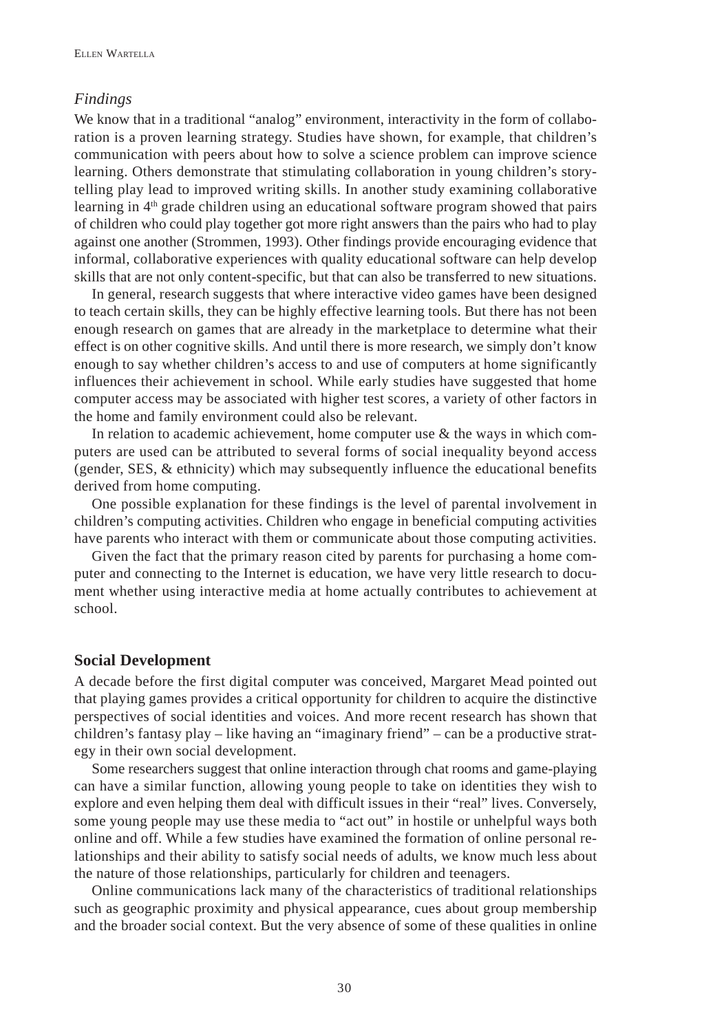### *Findings*

We know that in a traditional "analog" environment, interactivity in the form of collaboration is a proven learning strategy. Studies have shown, for example, that children's communication with peers about how to solve a science problem can improve science learning. Others demonstrate that stimulating collaboration in young children's storytelling play lead to improved writing skills. In another study examining collaborative learning in 4th grade children using an educational software program showed that pairs of children who could play together got more right answers than the pairs who had to play against one another (Strommen, 1993). Other findings provide encouraging evidence that informal, collaborative experiences with quality educational software can help develop skills that are not only content-specific, but that can also be transferred to new situations.

In general, research suggests that where interactive video games have been designed to teach certain skills, they can be highly effective learning tools. But there has not been enough research on games that are already in the marketplace to determine what their effect is on other cognitive skills. And until there is more research, we simply don't know enough to say whether children's access to and use of computers at home significantly influences their achievement in school. While early studies have suggested that home computer access may be associated with higher test scores, a variety of other factors in the home and family environment could also be relevant.

In relation to academic achievement, home computer use & the ways in which computers are used can be attributed to several forms of social inequality beyond access (gender, SES, & ethnicity) which may subsequently influence the educational benefits derived from home computing.

One possible explanation for these findings is the level of parental involvement in children's computing activities. Children who engage in beneficial computing activities have parents who interact with them or communicate about those computing activities.

Given the fact that the primary reason cited by parents for purchasing a home computer and connecting to the Internet is education, we have very little research to document whether using interactive media at home actually contributes to achievement at school.

## Social Development

A decade before the first digital computer was conceived, Margaret Mead pointed out that playing games provides a critical opportunity for children to acquire the distinctive perspectives of social identities and voices. And more recent research has shown that children's fantasy play – like having an "imaginary friend" – can be a productive strategy in their own social development.

Some researchers suggest that online interaction through chat rooms and game-playing can have a similar function, allowing young people to take on identities they wish to explore and even helping them deal with difficult issues in their "real" lives. Conversely, some young people may use these media to "act out" in hostile or unhelpful ways both online and off. While a few studies have examined the formation of online personal relationships and their ability to satisfy social needs of adults, we know much less about the nature of those relationships, particularly for children and teenagers.

Online communications lack many of the characteristics of traditional relationships such as geographic proximity and physical appearance, cues about group membership and the broader social context. But the very absence of some of these qualities in online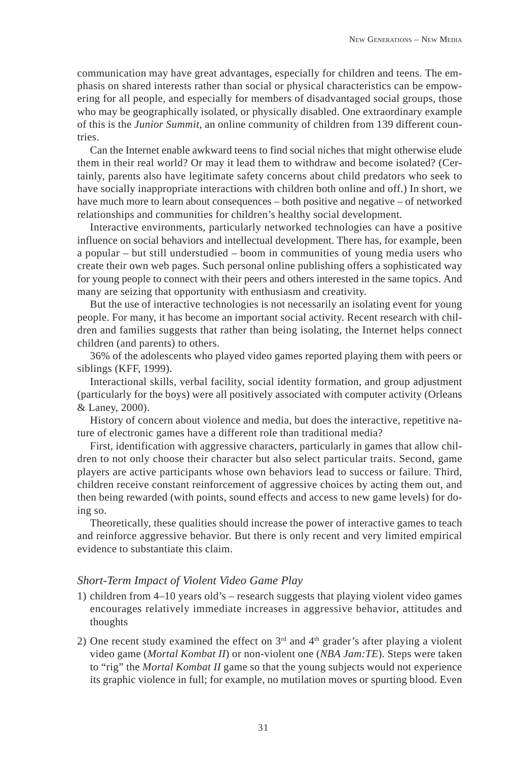communication may have great advantages, especially for children and teens. The emphasis on shared interests rather than social or physical characteristics can be empowering for all people, and especially for members of disadvantaged social groups, those who may be geographically isolated, or physically disabled. One extraordinary example of this is the *Junior Summit*, an online community of children from 139 different countries.

Can the Internet enable awkward teens to find social niches that might otherwise elude them in their real world? Or may it lead them to withdraw and become isolated? (Certainly, parents also have legitimate safety concerns about child predators who seek to have socially inappropriate interactions with children both online and off.) In short, we have much more to learn about consequences – both positive and negative – of networked relationships and communities for children's healthy social development.

Interactive environments, particularly networked technologies can have a positive influence on social behaviors and intellectual development. There has, for example, been a popular – but still understudied – boom in communities of young media users who create their own web pages. Such personal online publishing offers a sophisticated way for young people to connect with their peers and others interested in the same topics. And many are seizing that opportunity with enthusiasm and creativity.

But the use of interactive technologies is not necessarily an isolating event for young people. For many, it has become an important social activity. Recent research with children and families suggests that rather than being isolating, the Internet helps connect children (and parents) to others.

36% of the adolescents who played video games reported playing them with peers or siblings (KFF, 1999).

Interactional skills, verbal facility, social identity formation, and group adjustment (particularly for the boys) were all positively associated with computer activity (Orleans & Laney, 2000).

History of concern about violence and media, but does the interactive, repetitive nature of electronic games have a different role than traditional media?

First, identification with aggressive characters, particularly in games that allow children to not only choose their character but also select particular traits. Second, game players are active participants whose own behaviors lead to success or failure. Third, children receive constant reinforcement of aggressive choices by acting them out, and then being rewarded (with points, sound effects and access to new game levels) for doing so.

Theoretically, these qualities should increase the power of interactive games to teach and reinforce aggressive behavior. But there is only recent and very limited empirical evidence to substantiate this claim.

### *Short-Term Impact of Violent Video Game Play*

1) children from 4–10 years old's – research suggests that playing violent video games encourages relatively immediate increases in aggressive behavior, attitudes and thoughts

2) One recent study examined the effect on 3rd and 4th grader's after playing a violent video game (*Mortal Kombat II*) or non-violent one (*NBA Jam:TE*). Steps were taken to "rig" the *Mortal Kombat II* game so that the young subjects would not experience its graphic violence in full; for example, no mutilation moves or spurting blood. Even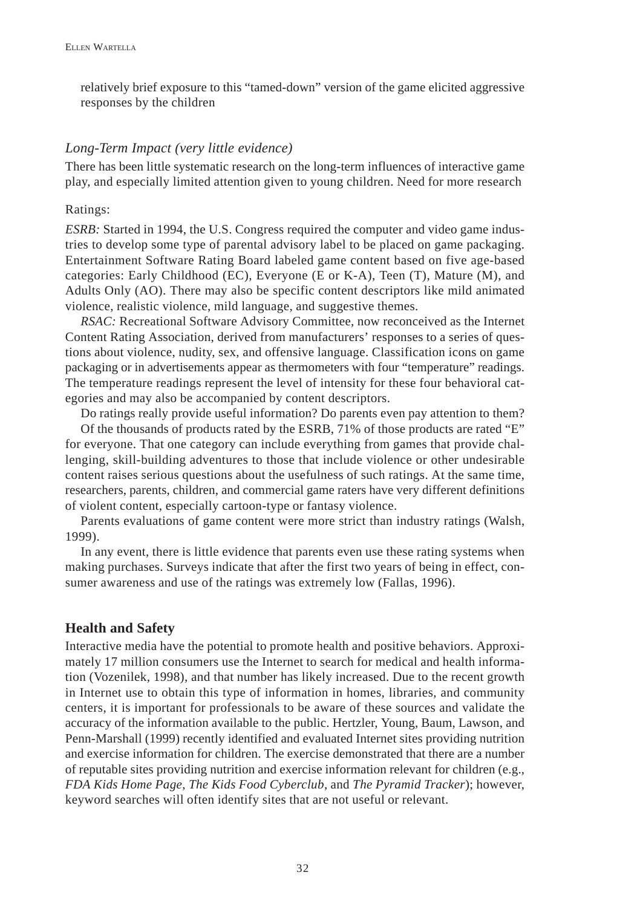relatively brief exposure to this "tamed-down" version of the game elicited aggressive responses by the children

### *Long-Term Impact (very little evidence)*

There has been little systematic research on the long-term influences of interactive game play, and especially limited attention given to young children. Need for more research

Ratings:

*ESRB:* Started in 1994, the U.S. Congress required the computer and video game industries to develop some type of parental advisory label to be placed on game packaging. Entertainment Software Rating Board labeled game content based on five age-based categories: Early Childhood (EC), Everyone (E or K-A), Teen (T), Mature (M), and Adults Only (AO). There may also be specific content descriptors like mild animated violence, realistic violence, mild language, and suggestive themes.

*RSAC:* Recreational Software Advisory Committee, now reconceived as the Internet Content Rating Association, derived from manufacturers' responses to a series of questions about violence, nudity, sex, and offensive language. Classification icons on game packaging or in advertisements appear as thermometers with four "temperature" readings. The temperature readings represent the level of intensity for these four behavioral categories and may also be accompanied by content descriptors.

Do ratings really provide useful information? Do parents even pay attention to them?

Of the thousands of products rated by the ESRB, 71% of those products are rated "E" for everyone. That one category can include everything from games that provide challenging, skill-building adventures to those that include violence or other undesirable content raises serious questions about the usefulness of such ratings. At the same time, researchers, parents, children, and commercial game raters have very different definitions of violent content, especially cartoon-type or fantasy violence.

Parents evaluations of game content were more strict than industry ratings (Walsh, 1999).

In any event, there is little evidence that parents even use these rating systems when making purchases. Surveys indicate that after the first two years of being in effect, consumer awareness and use of the ratings was extremely low (Fallas, 1996).

## Health and Safety

Interactive media have the potential to promote health and positive behaviors. Approximately 17 million consumers use the Internet to search for medical and health information (Vozenilek, 1998), and that number has likely increased. Due to the recent growth in Internet use to obtain this type of information in homes, libraries, and community centers, it is important for professionals to be aware of these sources and validate the accuracy of the information available to the public. Hertzler, Young, Baum, Lawson, and Penn-Marshall (1999) recently identified and evaluated Internet sites providing nutrition and exercise information for children. The exercise demonstrated that there are a number of reputable sites providing nutrition and exercise information relevant for children (e.g., *FDA Kids Home Page*, *The Kids Food Cyberclub*, and *The Pyramid Tracker*); however, keyword searches will often identify sites that are not useful or relevant.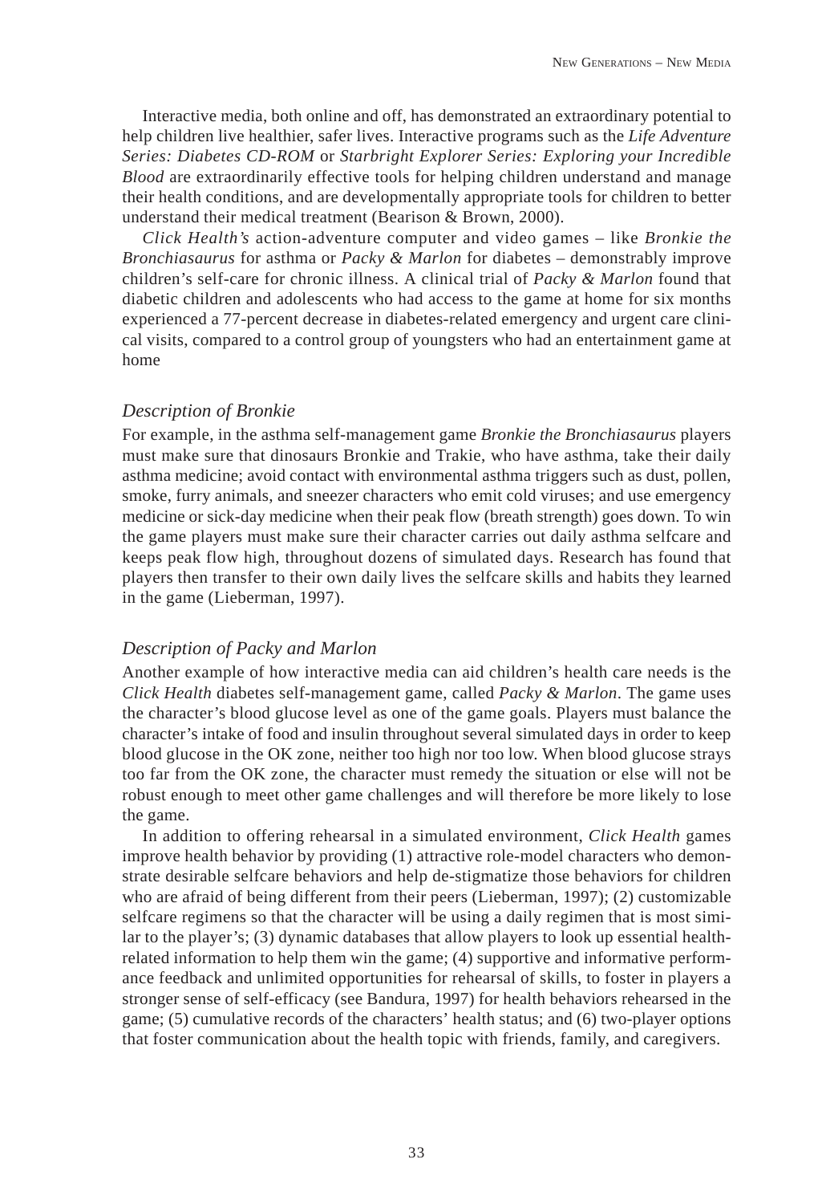Interactive media, both online and off, has demonstrated an extraordinary potential to help children live healthier, safer lives. Interactive programs such as the *Life Adventure Series: Diabetes CD-ROM* or *Starbright Explorer Series: Exploring your Incredible Blood* are extraordinarily effective tools for helping children understand and manage their health conditions, and are developmentally appropriate tools for children to better understand their medical treatment (Bearison & Brown, 2000).

*Click Health's* action-adventure computer and video games – like *Bronkie the Bronchiasaurus* for asthma or *Packy & Marlon* for diabetes – demonstrably improve children's self-care for chronic illness. A clinical trial of *Packy & Marlon* found that diabetic children and adolescents who had access to the game at home for six months experienced a 77-percent decrease in diabetes-related emergency and urgent care clinical visits, compared to a control group of youngsters who had an entertainment game at home

### *Description of Bronkie*

For example, in the asthma self-management game *Bronkie the Bronchiasaurus* players must make sure that dinosaurs Bronkie and Trakie, who have asthma, take their daily asthma medicine; avoid contact with environmental asthma triggers such as dust, pollen, smoke, furry animals, and sneezer characters who emit cold viruses; and use emergency medicine or sick-day medicine when their peak flow (breath strength) goes down. To win the game players must make sure their character carries out daily asthma selfcare and keeps peak flow high, throughout dozens of simulated days. Research has found that players then transfer to their own daily lives the selfcare skills and habits they learned in the game (Lieberman, 1997).

### *Description of Packy and Marlon*

Another example of how interactive media can aid children's health care needs is the *Click Health* diabetes self-management game, called *Packy & Marlon*. The game uses the character's blood glucose level as one of the game goals. Players must balance the character's intake of food and insulin throughout several simulated days in order to keep blood glucose in the OK zone, neither too high nor too low. When blood glucose strays too far from the OK zone, the character must remedy the situation or else will not be robust enough to meet other game challenges and will therefore be more likely to lose the game.

In addition to offering rehearsal in a simulated environment, *Click Health* games improve health behavior by providing (1) attractive role-model characters who demonstrate desirable selfcare behaviors and help de-stigmatize those behaviors for children who are afraid of being different from their peers (Lieberman, 1997); (2) customizable selfcare regimens so that the character will be using a daily regimen that is most similar to the player's; (3) dynamic databases that allow players to look up essential health-related information to help them win the game; (4) supportive and informative performance feedback and unlimited opportunities for rehearsal of skills, to foster in players a stronger sense of self-efficacy (see Bandura, 1997) for health behaviors rehearsed in the game; (5) cumulative records of the characters' health status; and (6) two-player options that foster communication about the health topic with friends, family, and caregivers.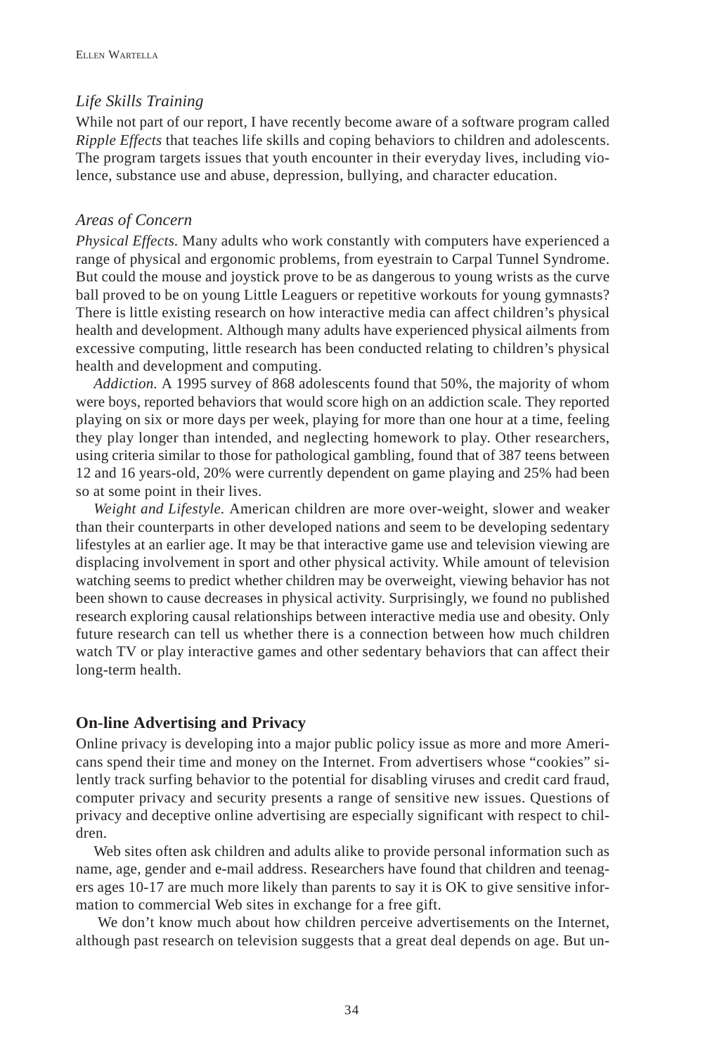### *Life Skills Training*

While not part of our report, I have recently become aware of a software program called *Ripple Effects* that teaches life skills and coping behaviors to children and adolescents. The program targets issues that youth encounter in their everyday lives, including violence, substance use and abuse, depression, bullying, and character education.

### *Areas of Concern*

*Physical Effects.* Many adults who work constantly with computers have experienced a range of physical and ergonomic problems, from eyestrain to Carpal Tunnel Syndrome. But could the mouse and joystick prove to be as dangerous to young wrists as the curve ball proved to be on young Little Leaguers or repetitive workouts for young gymnasts? There is little existing research on how interactive media can affect children's physical health and development. Although many adults have experienced physical ailments from excessive computing, little research has been conducted relating to children's physical health and development and computing.

*Addiction.* A 1995 survey of 868 adolescents found that 50%, the majority of whom were boys, reported behaviors that would score high on an addiction scale. They reported playing on six or more days per week, playing for more than one hour at a time, feeling they play longer than intended, and neglecting homework to play. Other researchers, using criteria similar to those for pathological gambling, found that of 387 teens between 12 and 16 years-old, 20% were currently dependent on game playing and 25% had been so at some point in their lives.

*Weight and Lifestyle.* American children are more over-weight, slower and weaker than their counterparts in other developed nations and seem to be developing sedentary lifestyles at an earlier age. It may be that interactive game use and television viewing are displacing involvement in sport and other physical activity. While amount of television watching seems to predict whether children may be overweight, viewing behavior has not been shown to cause decreases in physical activity. Surprisingly, we found no published research exploring causal relationships between interactive media use and obesity. Only future research can tell us whether there is a connection between how much children watch TV or play interactive games and other sedentary behaviors that can affect their long-term health.

## **On-line Advertising and Privacy**

Online privacy is developing into a major public policy issue as more and more Americans spend their time and money on the Internet. From advertisers whose "cookies" silently track surfing behavior to the potential for disabling viruses and credit card fraud, computer privacy and security presents a range of sensitive new issues. Questions of privacy and deceptive online advertising are especially significant with respect to children.

Web sites often ask children and adults alike to provide personal information such as name, age, gender and e-mail address. Researchers have found that children and teenagers ages 10-17 are much more likely than parents to say it is OK to give sensitive information to commercial Web sites in exchange for a free gift.

We don't know much about how children perceive advertisements on the Internet, although past research on television suggests that a great deal depends on age. But un-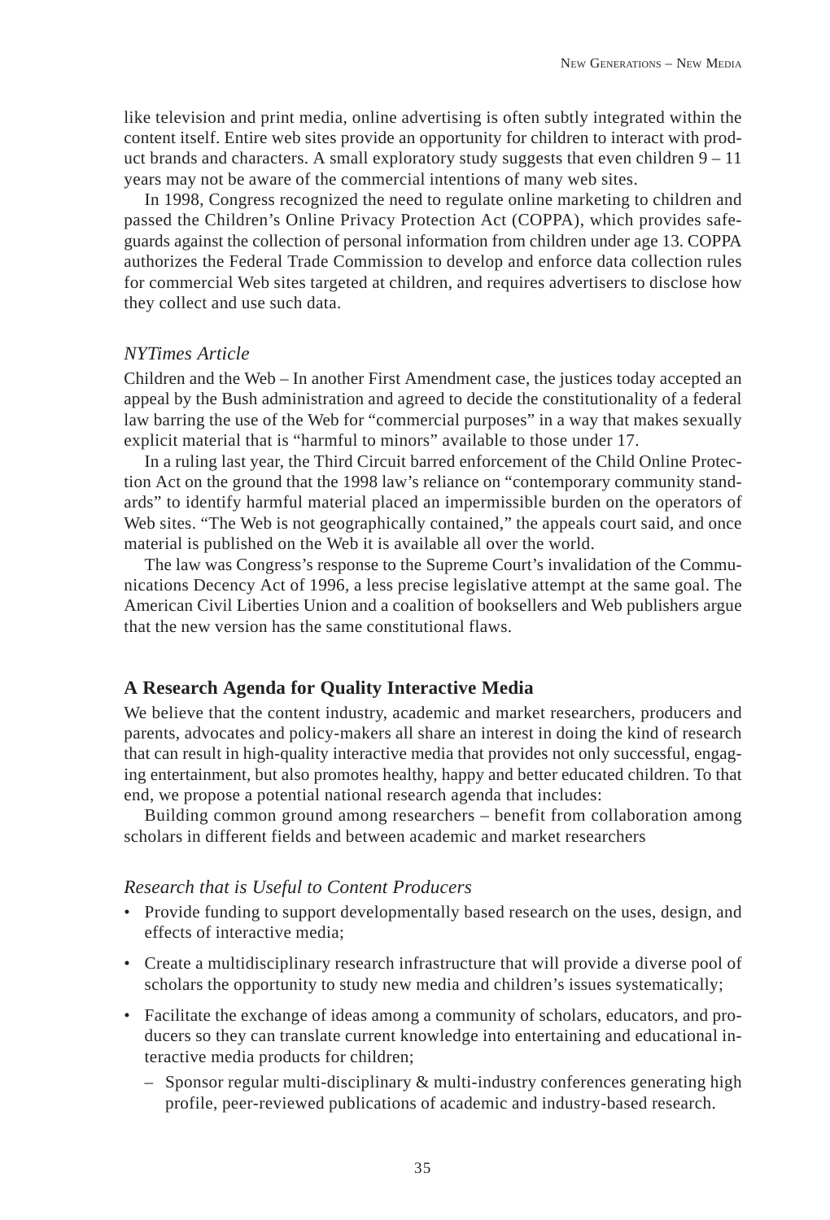like television and print media, online advertising is often subtly integrated within the content itself. Entire web sites provide an opportunity for children to interact with product brands and characters. A small exploratory study suggests that even children 9 – 11 years may not be aware of the commercial intentions of many web sites.

In 1998, Congress recognized the need to regulate online marketing to children and passed the Children's Online Privacy Protection Act (COPPA), which provides safeguards against the collection of personal information from children under age 13. COPPA authorizes the Federal Trade Commission to develop and enforce data collection rules for commercial Web sites targeted at children, and requires advertisers to disclose how they collect and use such data.

### *NYTimes Article*

Children and the Web – In another First Amendment case, the justices today accepted an appeal by the Bush administration and agreed to decide the constitutionality of a federal law barring the use of the Web for "commercial purposes" in a way that makes sexually explicit material that is "harmful to minors" available to those under 17.

In a ruling last year, the Third Circuit barred enforcement of the Child Online Protection Act on the ground that the 1998 law's reliance on "contemporary community standards" to identify harmful material placed an impermissible burden on the operators of Web sites. "The Web is not geographically contained," the appeals court said, and once material is published on the Web it is available all over the world.

The law was Congress's response to the Supreme Court's invalidation of the Communications Decency Act of 1996, a less precise legislative attempt at the same goal. The American Civil Liberties Union and a coalition of booksellers and Web publishers argue that the new version has the same constitutional flaws.

## A Research Agenda for Quality Interactive Media

We believe that the content industry, academic and market researchers, producers and parents, advocates and policy-makers all share an interest in doing the kind of research that can result in high-quality interactive media that provides not only successful, engaging entertainment, but also promotes healthy, happy and better educated children. To that end, we propose a potential national research agenda that includes:

Building common ground among researchers – benefit from collaboration among scholars in different fields and between academic and market researchers

### *Research that is Useful to Content Producers*

- Provide funding to support developmentally based research on the uses, design, and effects of interactive media;
- Create a multidisciplinary research infrastructure that will provide a diverse pool of scholars the opportunity to study new media and children's issues systematically;
- Facilitate the exchange of ideas among a community of scholars, educators, and producers so they can translate current knowledge into entertaining and educational interactive media products for children;
  - Sponsor regular multi-disciplinary & multi-industry conferences generating high profile, peer-reviewed publications of academic and industry-based research.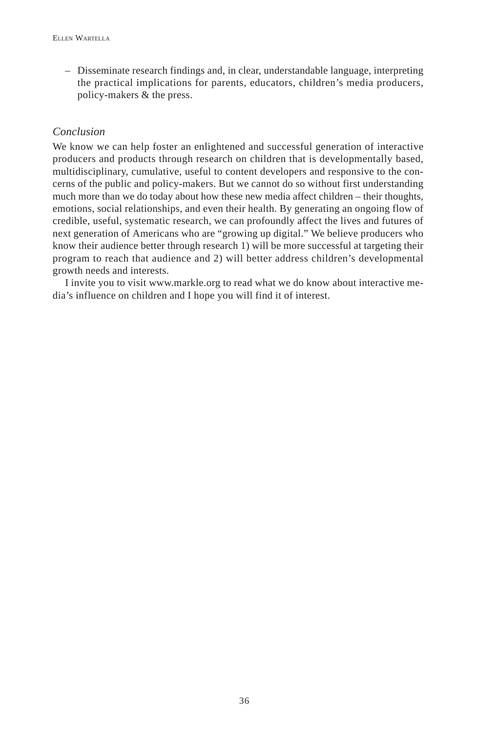– Disseminate research findings and, in clear, understandable language, interpreting the practical implications for parents, educators, children's media producers, policy-makers & the press.

### *Conclusion*

We know we can help foster an enlightened and successful generation of interactive producers and products through research on children that is developmentally based, multidisciplinary, cumulative, useful to content developers and responsive to the concerns of the public and policy-makers. But we cannot do so without first understanding much more than we do today about how these new media affect children – their thoughts, emotions, social relationships, and even their health. By generating an ongoing flow of credible, useful, systematic research, we can profoundly affect the lives and futures of next generation of Americans who are "growing up digital." We believe producers who know their audience better through research 1) will be more successful at targeting their program to reach that audience and 2) will better address children's developmental growth needs and interests.

I invite you to visit www.markle.org to read what we do know about interactive media's influence on children and I hope you will find it of interest.